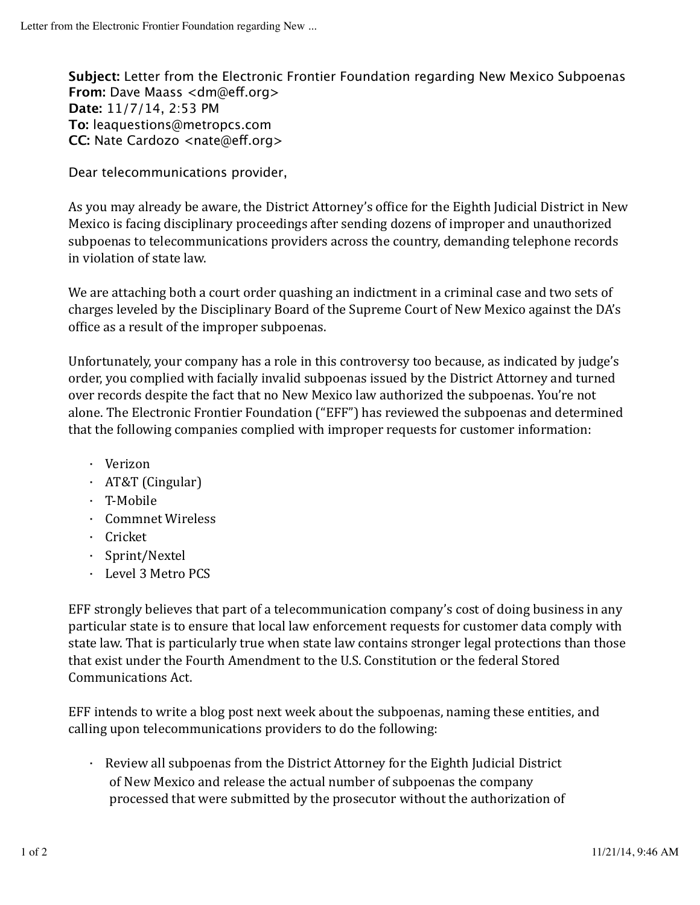**Subject:** Letter from the Electronic Frontier Foundation regarding New Mexico Subpoenas
**From:** Dave Maass <dm@eff.org>
**Date:** 11/7/14, 2:53 PM
**To:** leaquestions@metropcs.com
**CC:** Nate Cardozo <nate@eff.org>

Dear telecommunications provider,

As you may already be aware, the District Attorney's office for the Eighth Judicial District in New Mexico is facing disciplinary proceedings after sending dozens of improper and unauthorized subpoenas to telecommunications providers across the country, demanding telephone records in violation of state law.

We are attaching both a court order quashing an indictment in a criminal case and two sets of charges leveled by the Disciplinary Board of the Supreme Court of New Mexico against the DA's office as a result of the improper subpoenas.

Unfortunately, your company has a role in this controversy too because, as indicated by judge's order, you complied with facially invalid subpoenas issued by the District Attorney and turned over records despite the fact that no New Mexico law authorized the subpoenas. You're not alone. The Electronic Frontier Foundation ("EFF") has reviewed the subpoenas and determined that the following companies complied with improper requests for customer information:

- Verizon
- AT&T (Cingular)
- T-Mobile
- Commnet Wireless
- Cricket
- Sprint/Nextel
- Level 3 Metro PCS

EFF strongly believes that part of a telecommunication company's cost of doing business in any particular state is to ensure that local law enforcement requests for customer data comply with state law. That is particularly true when state law contains stronger legal protections than those that exist under the Fourth Amendment to the U.S. Constitution or the federal Stored Communications Act.

EFF intends to write a blog post next week about the subpoenas, naming these entities, and calling upon telecommunications providers to do the following:

- Review all subpoenas from the District Attorney for the Eighth Judicial District of New Mexico and release the actual number of subpoenas the company processed that were submitted by the prosecutor without the authorization of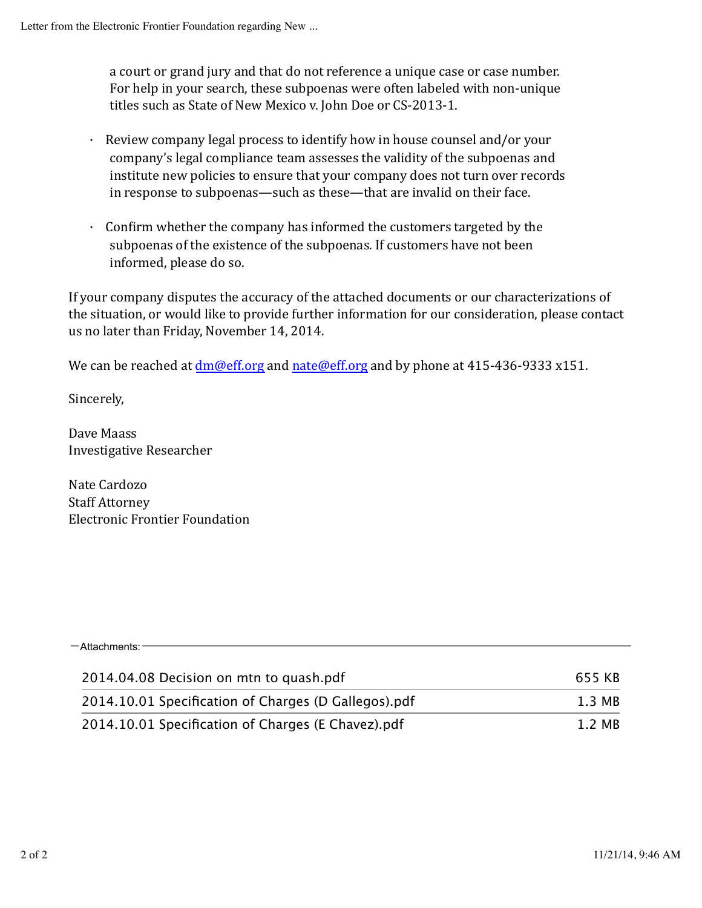a court or grand jury and that do not reference a unique case or case number. For help in your search, these subpoenas were often labeled with non-unique titles such as State of New Mexico v. John Doe or CS-2013-1.

- Review company legal process to identify how in house counsel and/or your company's legal compliance team assesses the validity of the subpoenas and institute new policies to ensure that your company does not turn over records in response to subpoenas—such as these—that are invalid on their face.

- Confirm whether the company has informed the customers targeted by the subpoenas of the existence of the subpoenas. If customers have not been informed, please do so.

If your company disputes the accuracy of the attached documents or our characterizations of the situation, or would like to provide further information for our consideration, please contact us no later than Friday, November 14, 2014.

We can be reached at [dm@eff.org](mailto:dm@eff.org) and [nate@eff.org](mailto:nate@eff.org) and by phone at 415-436-9333 x151.

Sincerely,

Dave Maass
Investigative Researcher

Nate Cardozo
Staff Attorney
Electronic Frontier Foundation

Attachments:

| | |
|---|---|
| 2014.04.08 Decision on mtn to quash.pdf | 655 KB |
| 2014.10.01 Specification of Charges (D Gallegos).pdf | 1.3 MB |
| 2014.10.01 Specification of Charges (E Chavez).pdf | 1.2 MB |